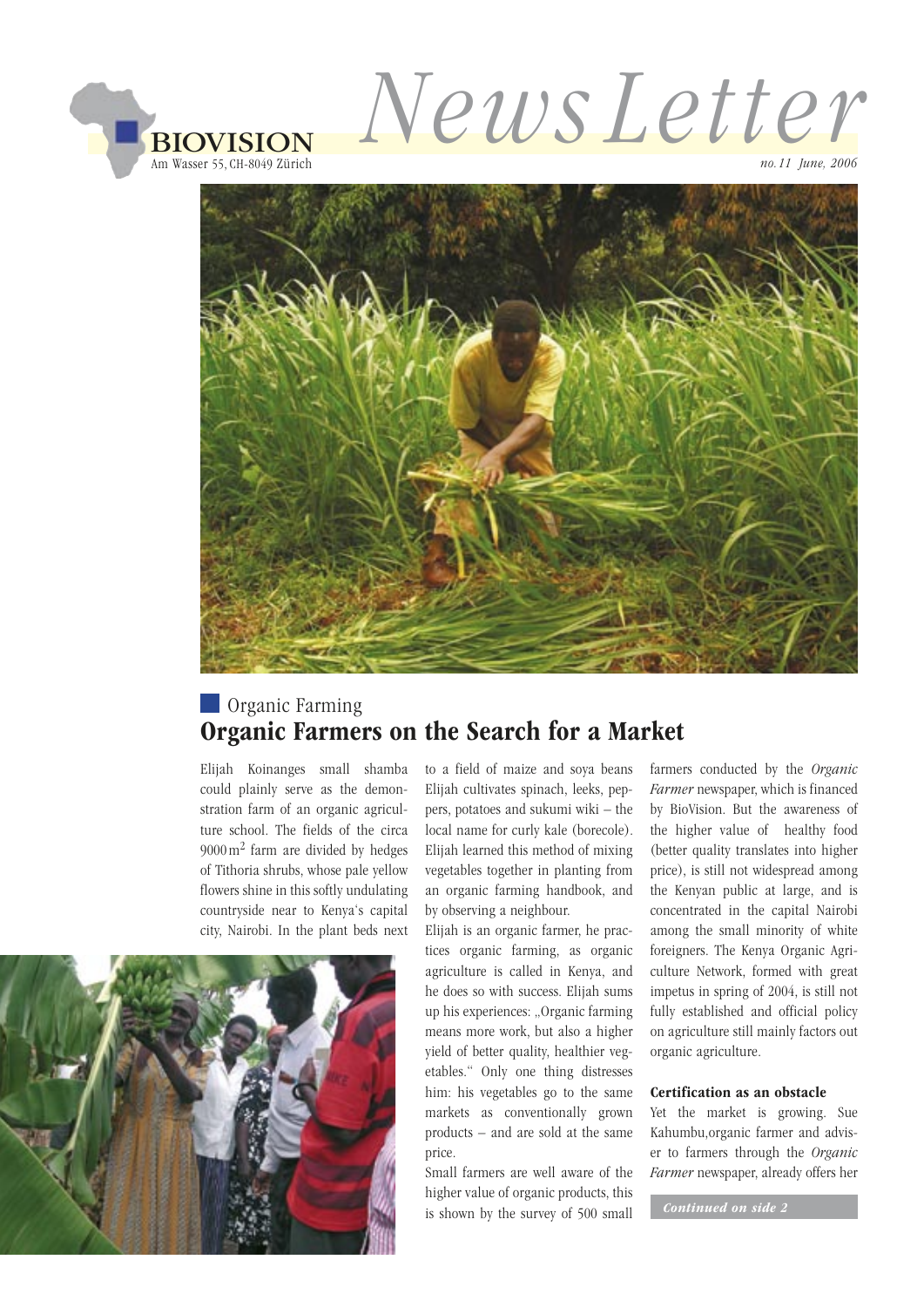# BIOVISION NewsLetter

Am Wasser 55, CH-8049 Zürich

*no. 11 June, 2006*

## Organic Farming

# Organic Farmers on the Search for a Market

Elijah Koinanges small shamba could plainly serve as the demonstration farm of an organic agriculture school. The fields of the circa 9000 m² farm are divided by hedges of Tithoria shrubs, whose pale yellow flowers shine in this softly undulating countryside near to Kenya's capital city, Nairobi. In the plant beds next to a field of maize and soya beans Elijah cultivates spinach, leeks, peppers, potatoes and sukumi wiki – the local name for curly kale (borecole). Elijah learned this method of mixing vegetables together in planting from an organic farming handbook, and by observing a neighbour.

Elijah is an organic farmer, he practices organic farming, as organic agriculture is called in Kenya, and he does so with success. Elijah sums up his experiences: „Organic farming means more work, but also a higher yield of better quality, healthier vegetables." Only one thing distresses him: his vegetables go to the same markets as conventionally grown products – and are sold at the same price.

Small farmers are well aware of the higher value of organic products, this is shown by the survey of 500 small farmers conducted by the *Organic Farmer* newspaper, which is financed by BioVision. But the awareness of the higher value of healthy food (better quality translates into higher price), is still not widespread among the Kenyan public at large, and is concentrated in the capital Nairobi among the small minority of white foreigners. The Kenya Organic Agriculture Network, formed with great impetus in spring of 2004, is still not fully established and official policy on agriculture still mainly factors out organic agriculture.

### Certification as an obstacle

Yet the market is growing. Sue Kahumbu,organic farmer and adviser to farmers through the *Organic Farmer* newspaper, already offers her

*Continued on side 2*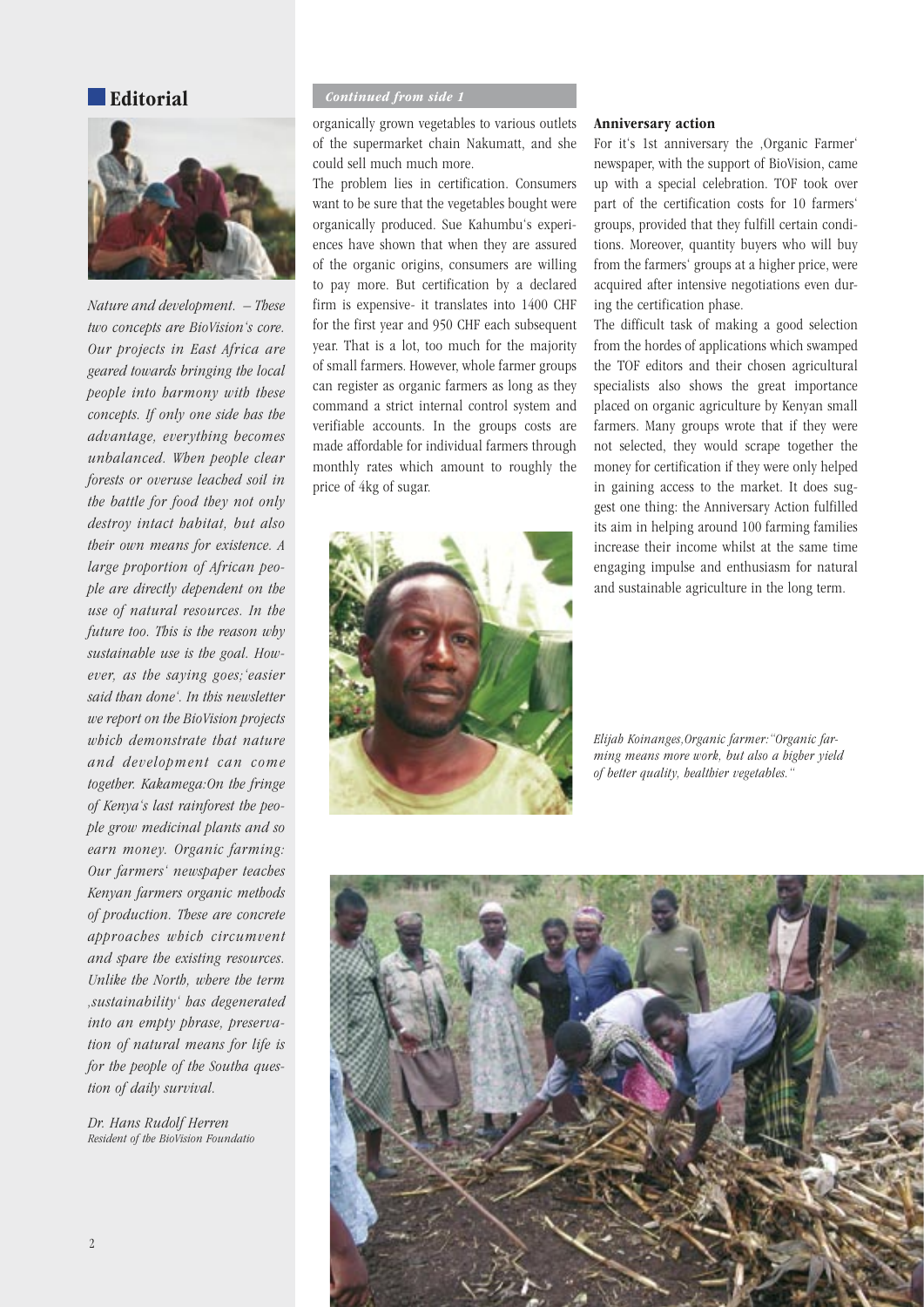## Editorial

*Nature and development. – These two concepts are BioVision's core. Our projects in East Africa are geared towards bringing the local people into harmony with these concepts. If only one side has the advantage, everything becomes unbalanced. When people clear forests or overuse leached soil in the battle for food they not only destroy intact habitat, but also their own means for existence. A large proportion of African people are directly dependent on the use of natural resources. In the future too. This is the reason why sustainable use is the goal. However, as the saying goes;'easier said than done'. In this newsletter we report on the BioVision projects which demonstrate that nature and development can come together. Kakamega:On the fringe of Kenya's last rainforest the people grow medicinal plants and so earn money. Organic farming: Our farmers' newspaper teaches Kenyan farmers organic methods of production. These are concrete approaches which circumvent and spare the existing resources. Unlike the North, where the term ‚sustainability' has degenerated into an empty phrase, preservation of natural means for life is for the people of the Southa question of daily survival.*

Dr. Hans Rudolf Herren
*Resident of the BioVision Foundatio*

*Continued from side 1*

organically grown vegetables to various outlets of the supermarket chain Nakumatt, and she could sell much much more.

The problem lies in certification. Consumers want to be sure that the vegetables bought were organically produced. Sue Kahumbu's experiences have shown that when they are assured of the organic origins, consumers are willing to pay more. But certification by a declared firm is expensive- it translates into 1400 CHF for the first year and 950 CHF each subsequent year. That is a lot, too much for the majority of small farmers. However, whole farmer groups can register as organic farmers as long as they command a strict internal control system and verifiable accounts. In the groups costs are made affordable for individual farmers through monthly rates which amount to roughly the price of 4kg of sugar.

**Anniversary action**

For it's 1st anniversary the ‚Organic Farmer' newspaper, with the support of BioVision, came up with a special celebration. TOF took over part of the certification costs for 10 farmers' groups, provided that they fulfill certain conditions. Moreover, quantity buyers who will buy from the farmers' groups at a higher price, were acquired after intensive negotiations even during the certification phase.

The difficult task of making a good selection from the hordes of applications which swamped the TOF editors and their chosen agricultural specialists also shows the great importance placed on organic agriculture by Kenyan small farmers. Many groups wrote that if they were not selected, they would scrape together the money for certification if they were only helped in gaining access to the market. It does suggest one thing: the Anniversary Action fulfilled its aim in helping around 100 farming families increase their income whilst at the same time engaging impulse and enthusiasm for natural and sustainable agriculture in the long term.

*Elijah Koinanges,Organic farmer:"Organic farming means more work, but also a higher yield of better quality, healthier vegetables."*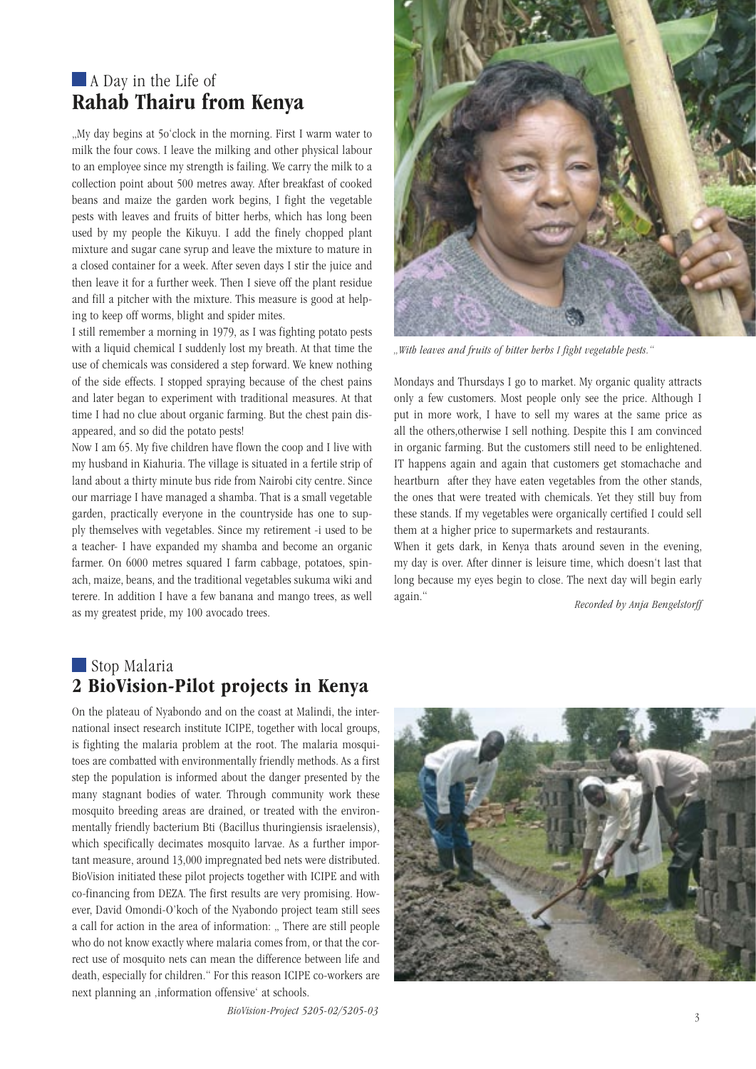## A Day in the Life of **Rahab Thairu from Kenya**

„My day begins at 5o'clock in the morning. First I warm water to milk the four cows. I leave the milking and other physical labour to an employee since my strength is failing. We carry the milk to a collection point about 500 metres away. After breakfast of cooked beans and maize the garden work begins, I fight the vegetable pests with leaves and fruits of bitter herbs, which has long been used by my people the Kikuyu. I add the finely chopped plant mixture and sugar cane syrup and leave the mixture to mature in a closed container for a week. After seven days I stir the juice and then leave it for a further week. Then I sieve off the plant residue and fill a pitcher with the mixture. This measure is good at helping to keep off worms, blight and spider mites.

I still remember a morning in 1979, as I was fighting potato pests with a liquid chemical I suddenly lost my breath. At that time the use of chemicals was considered a step forward. We knew nothing of the side effects. I stopped spraying because of the chest pains and later began to experiment with traditional measures. At that time I had no clue about organic farming. But the chest pain disappeared, and so did the potato pests!

Now I am 65. My five children have flown the coop and I live with my husband in Kiahuria. The village is situated in a fertile strip of land about a thirty minute bus ride from Nairobi city centre. Since our marriage I have managed a shamba. That is a small vegetable garden, practically everyone in the countryside has one to supply themselves with vegetables. Since my retirement -i used to be a teacher- I have expanded my shamba and become an organic farmer. On 6000 metres squared I farm cabbage, potatoes, spinach, maize, beans, and the traditional vegetables sukuma wiki and terere. In addition I have a few banana and mango trees, as well as my greatest pride, my 100 avocado trees.

*„With leaves and fruits of bitter herbs I fight vegetable pests."*

Mondays and Thursdays I go to market. My organic quality attracts only a few customers. Most people only see the price. Although I put in more work, I have to sell my wares at the same price as all the others,otherwise I sell nothing. Despite this I am convinced in organic farming. But the customers still need to be enlightened. IT happens again and again that customers get stomachache and heartburn after they have eaten vegetables from the other stands, the ones that were treated with chemicals. Yet they still buy from these stands. If my vegetables were organically certified I could sell them at a higher price to supermarkets and restaurants.

When it gets dark, in Kenya thats around seven in the evening, my day is over. After dinner is leisure time, which doesn't last that long because my eyes begin to close. The next day will begin early again."

*Recorded by Anja Bengelstorff*

## Stop Malaria **2 BioVision-Pilot projects in Kenya**

On the plateau of Nyabondo and on the coast at Malindi, the international insect research institute ICIPE, together with local groups, is fighting the malaria problem at the root. The malaria mosquitoes are combatted with environmentally friendly methods. As a first step the population is informed about the danger presented by the many stagnant bodies of water. Through community work these mosquito breeding areas are drained, or treated with the environmentally friendly bacterium Bti (Bacillus thuringiensis israelensis), which specifically decimates mosquito larvae. As a further important measure, around 13,000 impregnated bed nets were distributed. BioVision initiated these pilot projects together with ICIPE and with co-financing from DEZA. The first results are very promising. However, David Omondi-O'koch of the Nyabondo project team still sees a call for action in the area of information: „ There are still people who do not know exactly where malaria comes from, or that the correct use of mosquito nets can mean the difference between life and death, especially for children." For this reason ICIPE co-workers are next planning an ‚information offensive' at schools.

*BioVision-Project 5205-02/5205-03*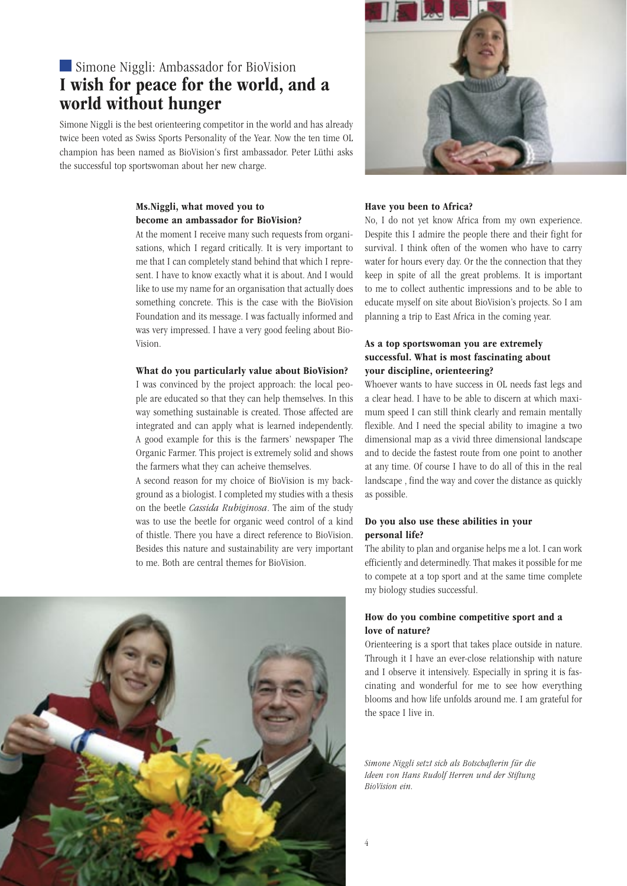## Simone Niggli: Ambassador for BioVision

# I wish for peace for the world, and a world without hunger

Simone Niggli is the best orienteering competitor in the world and has already twice been voted as Swiss Sports Personality of the Year. Now the ten time OL champion has been named as BioVision's first ambassador. Peter Lüthi asks the successful top sportswoman about her new charge.

**Ms.Niggli, what moved you to become an ambassador for BioVision?**

At the moment I receive many such requests from organisations, which I regard critically. It is very important to me that I can completely stand behind that which I represent. I have to know exactly what it is about. And I would like to use my name for an organisation that actually does something concrete. This is the case with the BioVision Foundation and its message. I was factually informed and was very impressed. I have a very good feeling about BioVision.

**What do you particularly value about BioVision?**

I was convinced by the project approach: the local people are educated so that they can help themselves. In this way something sustainable is created. Those affected are integrated and can apply what is learned independently. A good example for this is the farmers' newspaper The Organic Farmer. This project is extremely solid and shows the farmers what they can acheive themselves.

A second reason for my choice of BioVision is my background as a biologist. I completed my studies with a thesis on the beetle *Cassida Rubiginosa*. The aim of the study was to use the beetle for organic weed control of a kind of thistle. There you have a direct reference to BioVision. Besides this nature and sustainability are very important to me. Both are central themes for BioVision.

**Have you been to Africa?**

No, I do not yet know Africa from my own experience. Despite this I admire the people there and their fight for survival. I think often of the women who have to carry water for hours every day. Or the the connection that they keep in spite of all the great problems. It is important to me to collect authentic impressions and to be able to educate myself on site about BioVision's projects. So I am planning a trip to East Africa in the coming year.

**As a top sportswoman you are extremely successful. What is most fascinating about your discipline, orienteering?**

Whoever wants to have success in OL needs fast legs and a clear head. I have to be able to discern at which maximum speed I can still think clearly and remain mentally flexible. And I need the special ability to imagine a two dimensional map as a vivid three dimensional landscape and to decide the fastest route from one point to another at any time. Of course I have to do all of this in the real landscape , find the way and cover the distance as quickly as possible.

**Do you also use these abilities in your personal life?**

The ability to plan and organise helps me a lot. I can work efficiently and determinedly. That makes it possible for me to compete at a top sport and at the same time complete my biology studies successful.

**How do you combine competitive sport and a love of nature?**

Orienteering is a sport that takes place outside in nature. Through it I have an ever-close relationship with nature and I observe it intensively. Especially in spring it is fascinating and wonderful for me to see how everything blooms and how life unfolds around me. I am grateful for the space I live in.

*Simone Niggli setzt sich als Botschafterin für die Ideen von Hans Rudolf Herren und der Stiftung BioVision ein.*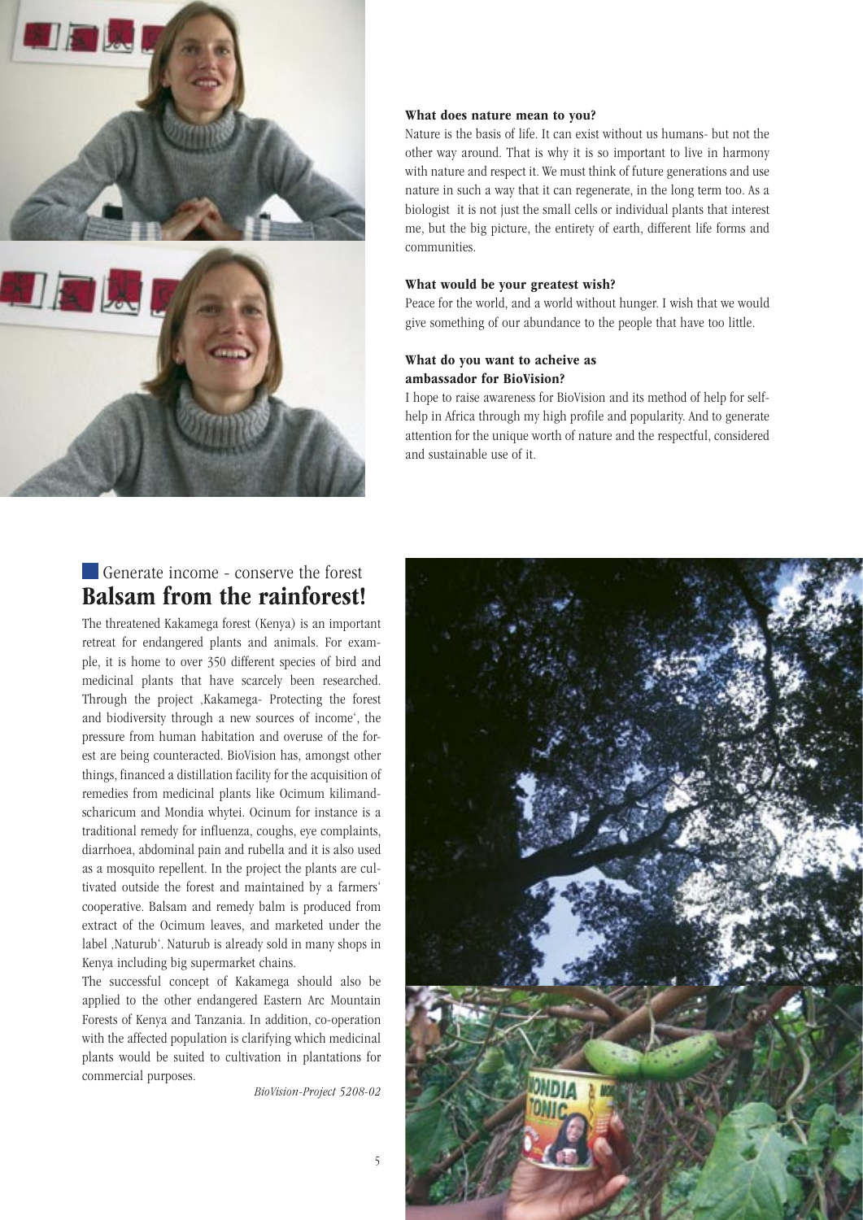**What does nature mean to you?**

Nature is the basis of life. It can exist without us humans- but not the other way around. That is why it is so important to live in harmony with nature and respect it. We must think of future generations and use nature in such a way that it can regenerate, in the long term too. As a biologist it is not just the small cells or individual plants that interest me, but the big picture, the entirety of earth, different life forms and communities.

**What would be your greatest wish?**

Peace for the world, and a world without hunger. I wish that we would give something of our abundance to the people that have too little.

**What do you want to acheive as ambassador for BioVision?**

I hope to raise awareness for BioVision and its method of help for self-help in Africa through my high profile and popularity. And to generate attention for the unique worth of nature and the respectful, considered and sustainable use of it.

## Generate income - conserve the forest
# Balsam from the rainforest!

The threatened Kakamega forest (Kenya) is an important retreat for endangered plants and animals. For example, it is home to over 350 different species of bird and medicinal plants that have scarcely been researched. Through the project ‚Kakamega- Protecting the forest and biodiversity through a new sources of income', the pressure from human habitation and overuse of the forest are being counteracted. BioVision has, amongst other things, financed a distillation facility for the acquisition of remedies from medicinal plants like Ocimum kilimandscharicum and Mondia whytei. Ocinum for instance is a traditional remedy for influenza, coughs, eye complaints, diarrhoea, abdominal pain and rubella and it is also used as a mosquito repellent. In the project the plants are cultivated outside the forest and maintained by a farmers' cooperative. Balsam and remedy balm is produced from extract of the Ocimum leaves, and marketed under the label ‚Naturub'. Naturub is already sold in many shops in Kenya including big supermarket chains.

The successful concept of Kakamega should also be applied to the other endangered Eastern Arc Mountain Forests of Kenya and Tanzania. In addition, co-operation with the affected population is clarifying which medicinal plants would be suited to cultivation in plantations for commercial purposes.

*BioVision-Project 5208-02*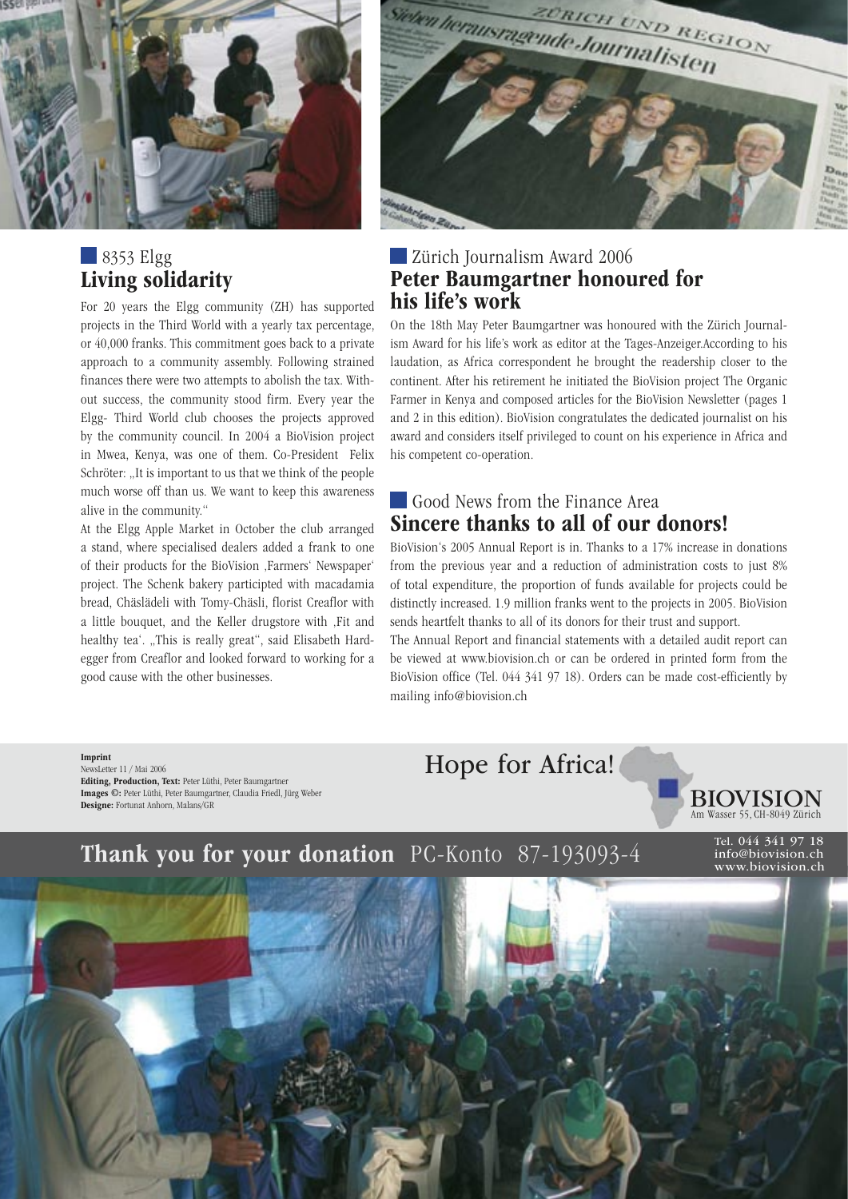## 8353 Elgg
## Living solidarity

For 20 years the Elgg community (ZH) has supported projects in the Third World with a yearly tax percentage, or 40,000 franks. This commitment goes back to a private approach to a community assembly. Following strained finances there were two attempts to abolish the tax. Without success, the community stood firm. Every year the Elgg- Third World club chooses the projects approved by the community council. In 2004 a BioVision project in Mwea, Kenya, was one of them. Co-President Felix Schröter: „It is important to us that we think of the people much worse off than us. We want to keep this awareness alive in the community."

At the Elgg Apple Market in October the club arranged a stand, where specialised dealers added a frank to one of their products for the BioVision ‚Farmers' Newspaper' project. The Schenk bakery participted with macadamia bread, Chäslädeli with Tomy-Chäsli, florist Creaflor with a little bouquet, and the Keller drugstore with ‚Fit and healthy tea'. „This is really great", said Elisabeth Hardegger from Creaflor and looked forward to working for a good cause with the other businesses.

## Zürich Journalism Award 2006
## Peter Baumgartner honoured for his life's work

On the 18th May Peter Baumgartner was honoured with the Zürich Journalism Award for his life's work as editor at the Tages-Anzeiger.According to his laudation, as Africa correspondent he brought the readership closer to the continent. After his retirement he initiated the BioVision project The Organic Farmer in Kenya and composed articles for the BioVision Newsletter (pages 1 and 2 in this edition). BioVision congratulates the dedicated journalist on his award and considers itself privileged to count on his experience in Africa and his competent co-operation.

## Good News from the Finance Area
## Sincere thanks to all of our donors!

BioVision's 2005 Annual Report is in. Thanks to a 17% increase in donations from the previous year and a reduction of administration costs to just 8% of total expenditure, the proportion of funds available for projects could be distinctly increased. 1.9 million franks went to the projects in 2005. BioVision sends heartfelt thanks to all of its donors for their trust and support.

The Annual Report and financial statements with a detailed audit report can be viewed at www.biovision.ch or can be ordered in printed form from the BioVision office (Tel. 044 341 97 18). Orders can be made cost-efficiently by mailing info@biovision.ch

**Imprint**
NewsLetter 11 / Mai 2006
**Editing, Production, Text:** Peter Lüthi, Peter Baumgartner
**Images ©:** Peter Lüthi, Peter Baumgartner, Claudia Friedl, Jürg Weber
**Designe:** Fortunat Anhorn, Malans/GR

Hope for Africa!

**BIOVISION**
Am Wasser 55, CH-8049 Zürich

**Thank you for your donation** PC-Konto 87-193093-4

Tel. 044 341 97 18
info@biovision.ch
www.biovision.ch